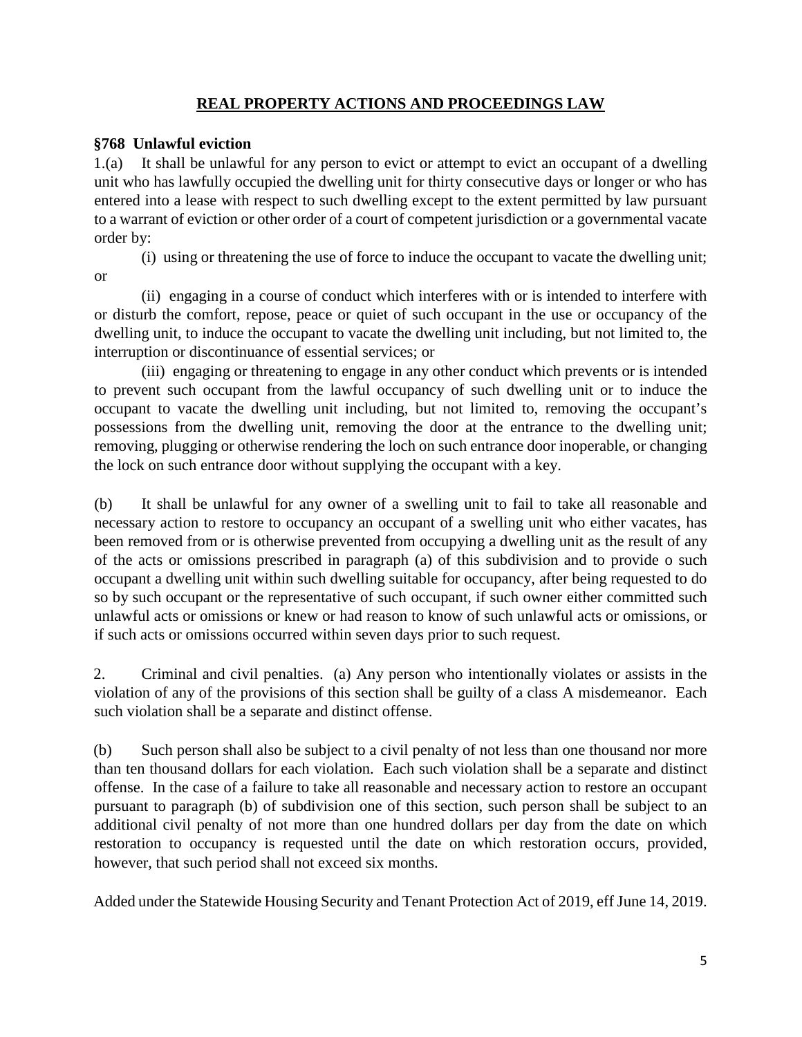## REAL PROPERTY ACTIONS AND PROCEEDINGS LAW

**§768 Unlawful eviction**

1.(a) It shall be unlawful for any person to evict or attempt to evict an occupant of a dwelling unit who has lawfully occupied the dwelling unit for thirty consecutive days or longer or who has entered into a lease with respect to such dwelling except to the extent permitted by law pursuant to a warrant of eviction or other order of a court of competent jurisdiction or a governmental vacate order by:

(i) using or threatening the use of force to induce the occupant to vacate the dwelling unit; or

(ii) engaging in a course of conduct which interferes with or is intended to interfere with or disturb the comfort, repose, peace or quiet of such occupant in the use or occupancy of the dwelling unit, to induce the occupant to vacate the dwelling unit including, but not limited to, the interruption or discontinuance of essential services; or

(iii) engaging or threatening to engage in any other conduct which prevents or is intended to prevent such occupant from the lawful occupancy of such dwelling unit or to induce the occupant to vacate the dwelling unit including, but not limited to, removing the occupant's possessions from the dwelling unit, removing the door at the entrance to the dwelling unit; removing, plugging or otherwise rendering the loch on such entrance door inoperable, or changing the lock on such entrance door without supplying the occupant with a key.

(b) It shall be unlawful for any owner of a swelling unit to fail to take all reasonable and necessary action to restore to occupancy an occupant of a swelling unit who either vacates, has been removed from or is otherwise prevented from occupying a dwelling unit as the result of any of the acts or omissions prescribed in paragraph (a) of this subdivision and to provide o such occupant a dwelling unit within such dwelling suitable for occupancy, after being requested to do so by such occupant or the representative of such occupant, if such owner either committed such unlawful acts or omissions or knew or had reason to know of such unlawful acts or omissions, or if such acts or omissions occurred within seven days prior to such request.

2. Criminal and civil penalties. (a) Any person who intentionally violates or assists in the violation of any of the provisions of this section shall be guilty of a class A misdemeanor. Each such violation shall be a separate and distinct offense.

(b) Such person shall also be subject to a civil penalty of not less than one thousand nor more than ten thousand dollars for each violation. Each such violation shall be a separate and distinct offense. In the case of a failure to take all reasonable and necessary action to restore an occupant pursuant to paragraph (b) of subdivision one of this section, such person shall be subject to an additional civil penalty of not more than one hundred dollars per day from the date on which restoration to occupancy is requested until the date on which restoration occurs, provided, however, that such period shall not exceed six months.

Added under the Statewide Housing Security and Tenant Protection Act of 2019, eff June 14, 2019.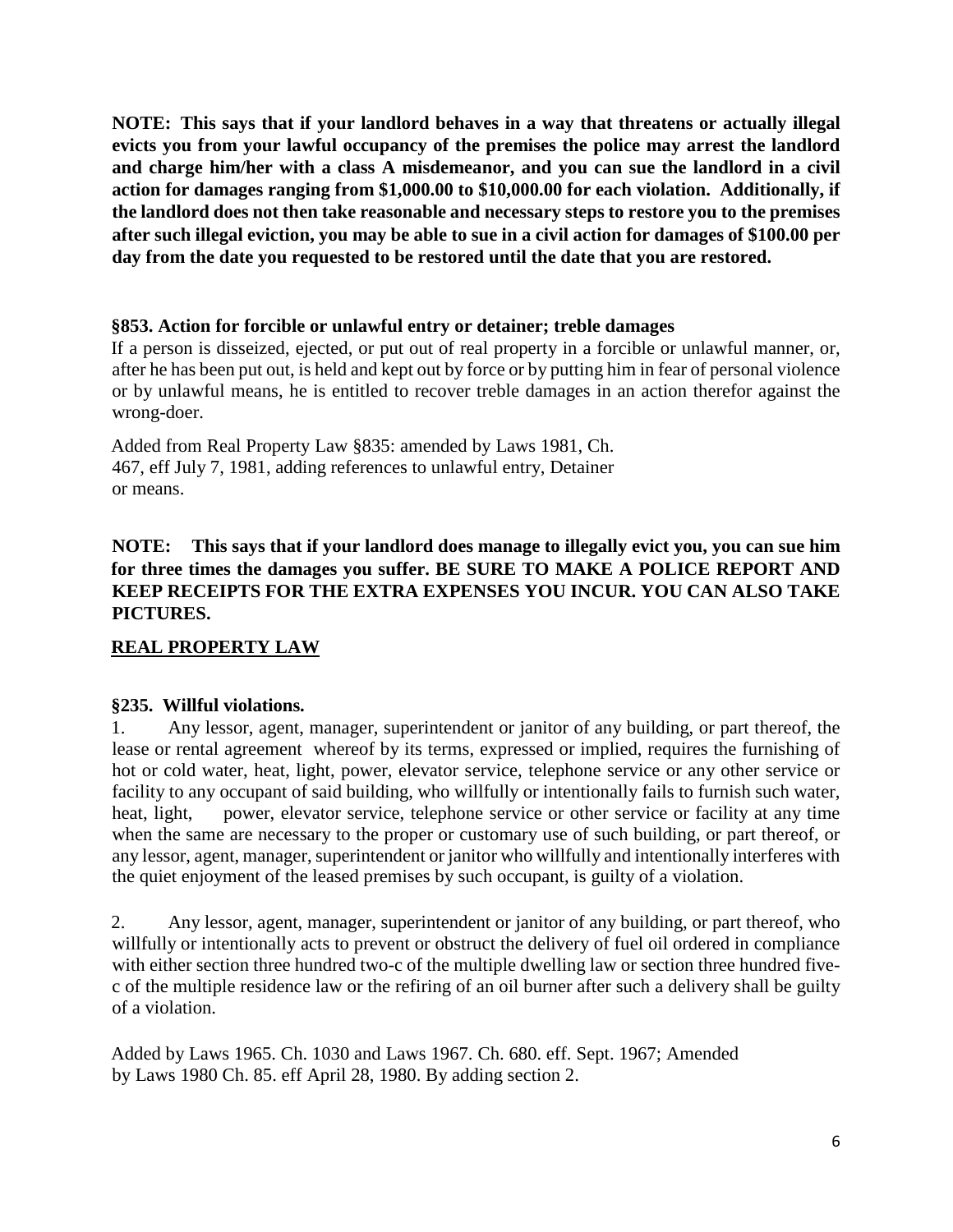**NOTE: This says that if your landlord behaves in a way that threatens or actually illegal evicts you from your lawful occupancy of the premises the police may arrest the landlord and charge him/her with a class A misdemeanor, and you can sue the landlord in a civil action for damages ranging from $1,000.00 to $10,000.00 for each violation. Additionally, if the landlord does not then take reasonable and necessary steps to restore you to the premises after such illegal eviction, you may be able to sue in a civil action for damages of $100.00 per day from the date you requested to be restored until the date that you are restored.**

**§853. Action for forcible or unlawful entry or detainer; treble damages**

If a person is disseized, ejected, or put out of real property in a forcible or unlawful manner, or, after he has been put out, is held and kept out by force or by putting him in fear of personal violence or by unlawful means, he is entitled to recover treble damages in an action therefor against the wrong-doer.

Added from Real Property Law §835: amended by Laws 1981, Ch. 467, eff July 7, 1981, adding references to unlawful entry, Detainer or means.

**NOTE: This says that if your landlord does manage to illegally evict you, you can sue him for three times the damages you suffer. BE SURE TO MAKE A POLICE REPORT AND KEEP RECEIPTS FOR THE EXTRA EXPENSES YOU INCUR. YOU CAN ALSO TAKE PICTURES.**

## **REAL PROPERTY LAW**

**§235. Willful violations.**

1. Any lessor, agent, manager, superintendent or janitor of any building, or part thereof, the lease or rental agreement whereof by its terms, expressed or implied, requires the furnishing of hot or cold water, heat, light, power, elevator service, telephone service or any other service or facility to any occupant of said building, who willfully or intentionally fails to furnish such water, heat, light, power, elevator service, telephone service or other service or facility at any time when the same are necessary to the proper or customary use of such building, or part thereof, or any lessor, agent, manager, superintendent or janitor who willfully and intentionally interferes with the quiet enjoyment of the leased premises by such occupant, is guilty of a violation.

2. Any lessor, agent, manager, superintendent or janitor of any building, or part thereof, who willfully or intentionally acts to prevent or obstruct the delivery of fuel oil ordered in compliance with either section three hundred two-c of the multiple dwelling law or section three hundred five-c of the multiple residence law or the refiring of an oil burner after such a delivery shall be guilty of a violation.

Added by Laws 1965. Ch. 1030 and Laws 1967. Ch. 680. eff. Sept. 1967; Amended by Laws 1980 Ch. 85. eff April 28, 1980. By adding section 2.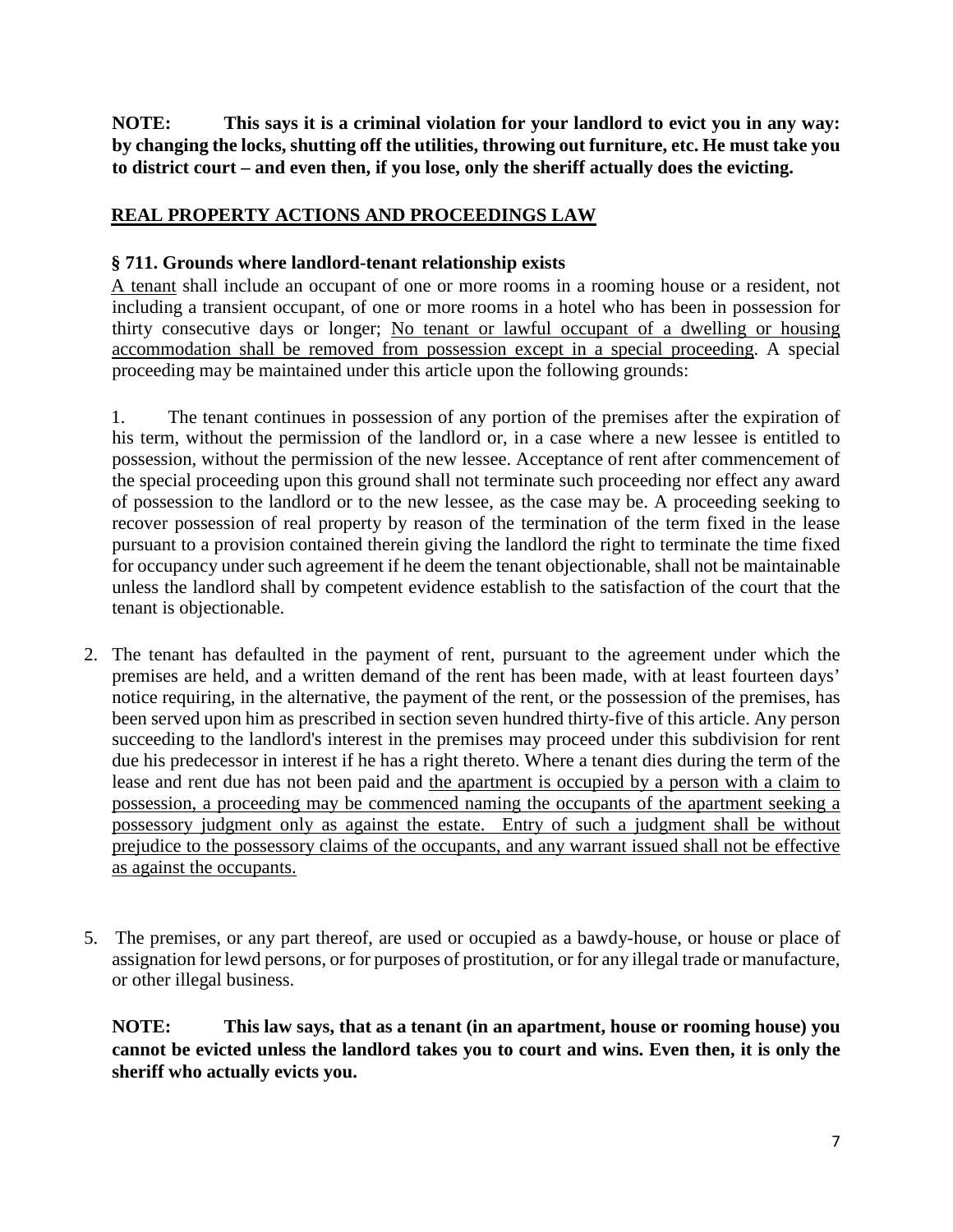**NOTE: This says it is a criminal violation for your landlord to evict you in any way: by changing the locks, shutting off the utilities, throwing out furniture, etc. He must take you to district court – and even then, if you lose, only the sheriff actually does the evicting.**

## REAL PROPERTY ACTIONS AND PROCEEDINGS LAW

### § 711. Grounds where landlord-tenant relationship exists

A tenant shall include an occupant of one or more rooms in a rooming house or a resident, not including a transient occupant, of one or more rooms in a hotel who has been in possession for thirty consecutive days or longer; No tenant or lawful occupant of a dwelling or housing accommodation shall be removed from possession except in a special proceeding. A special proceeding may be maintained under this article upon the following grounds:

1. The tenant continues in possession of any portion of the premises after the expiration of his term, without the permission of the landlord or, in a case where a new lessee is entitled to possession, without the permission of the new lessee. Acceptance of rent after commencement of the special proceeding upon this ground shall not terminate such proceeding nor effect any award of possession to the landlord or to the new lessee, as the case may be. A proceeding seeking to recover possession of real property by reason of the termination of the term fixed in the lease pursuant to a provision contained therein giving the landlord the right to terminate the time fixed for occupancy under such agreement if he deem the tenant objectionable, shall not be maintainable unless the landlord shall by competent evidence establish to the satisfaction of the court that the tenant is objectionable.

2. The tenant has defaulted in the payment of rent, pursuant to the agreement under which the premises are held, and a written demand of the rent has been made, with at least fourteen days' notice requiring, in the alternative, the payment of the rent, or the possession of the premises, has been served upon him as prescribed in section seven hundred thirty-five of this article. Any person succeeding to the landlord's interest in the premises may proceed under this subdivision for rent due his predecessor in interest if he has a right thereto. Where a tenant dies during the term of the lease and rent due has not been paid and the apartment is occupied by a person with a claim to possession, a proceeding may be commenced naming the occupants of the apartment seeking a possessory judgment only as against the estate. Entry of such a judgment shall be without prejudice to the possessory claims of the occupants, and any warrant issued shall not be effective as against the occupants.

5. The premises, or any part thereof, are used or occupied as a bawdy-house, or house or place of assignation for lewd persons, or for purposes of prostitution, or for any illegal trade or manufacture, or other illegal business.

**NOTE: This law says, that as a tenant (in an apartment, house or rooming house) you cannot be evicted unless the landlord takes you to court and wins. Even then, it is only the sheriff who actually evicts you.**